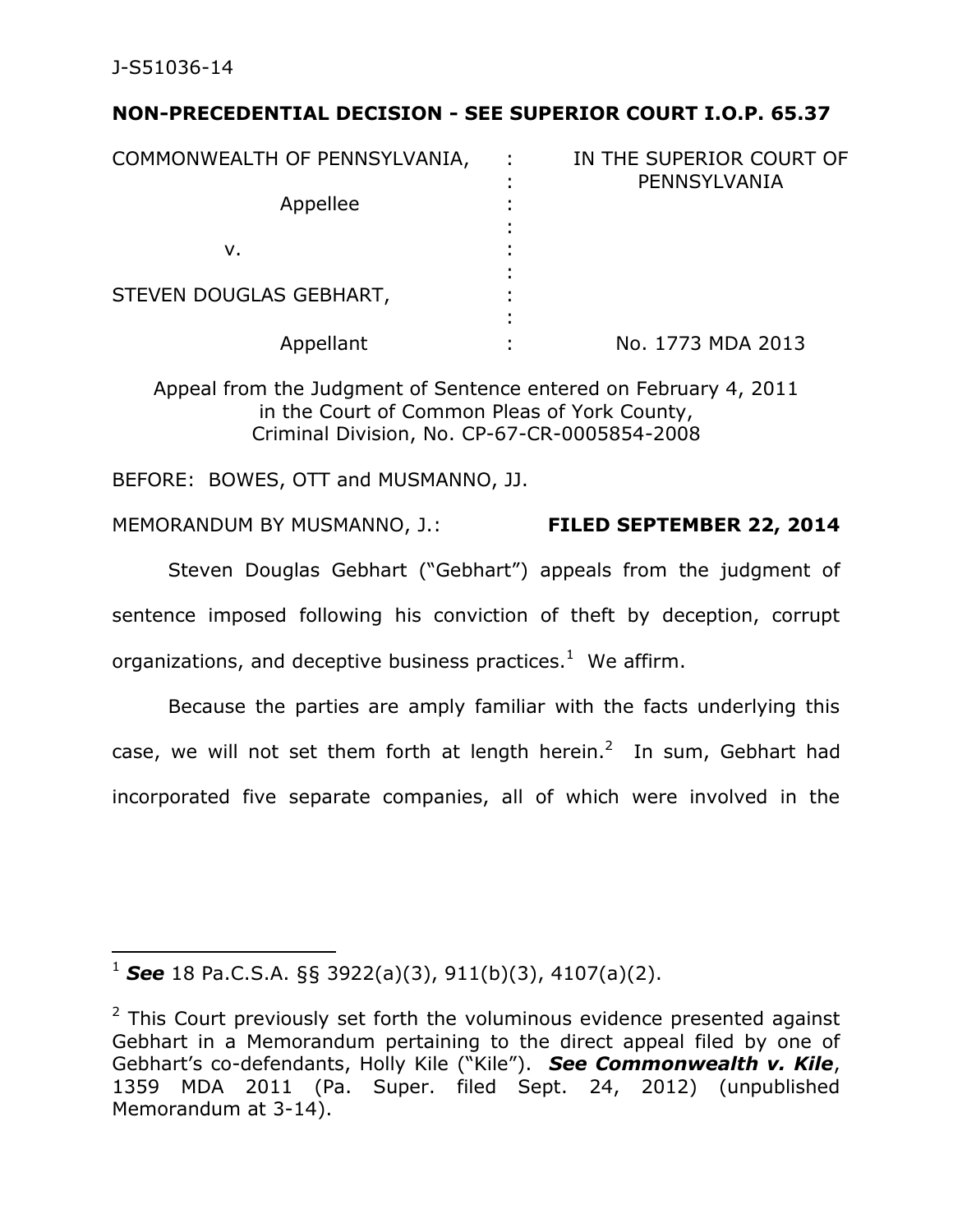J-S51036-14

**NON-PRECEDENTIAL DECISION - SEE SUPERIOR COURT I.O.P. 65.37**

| | | |
|---|---|---|
| COMMONWEALTH OF PENNSYLVANIA, | : | IN THE SUPERIOR COURT OF PENNSYLVANIA |
| Appellee | : | |
| v. | : | |
| STEVEN DOUGLAS GEBHART, | : | |
| Appellant | : | No. 1773 MDA 2013 |

Appeal from the Judgment of Sentence entered on February 4, 2011 in the Court of Common Pleas of York County, Criminal Division, No. CP-67-CR-0005854-2008

BEFORE: BOWES, OTT and MUSMANNO, JJ.

MEMORANDUM BY MUSMANNO, J.: **FILED SEPTEMBER 22, 2014**

Steven Douglas Gebhart ("Gebhart") appeals from the judgment of sentence imposed following his conviction of theft by deception, corrupt organizations, and deceptive business practices.[1] We affirm.

Because the parties are amply familiar with the facts underlying this case, we will not set them forth at length herein.[2] In sum, Gebhart had incorporated five separate companies, all of which were involved in the

---

[1] ***See*** 18 Pa.C.S.A. §§ 3922(a)(3), 911(b)(3), 4107(a)(2).

[2] This Court previously set forth the voluminous evidence presented against Gebhart in a Memorandum pertaining to the direct appeal filed by one of Gebhart's co-defendants, Holly Kile ("Kile"). ***See Commonwealth v. Kile***, 1359 MDA 2011 (Pa. Super. filed Sept. 24, 2012) (unpublished Memorandum at 3-14).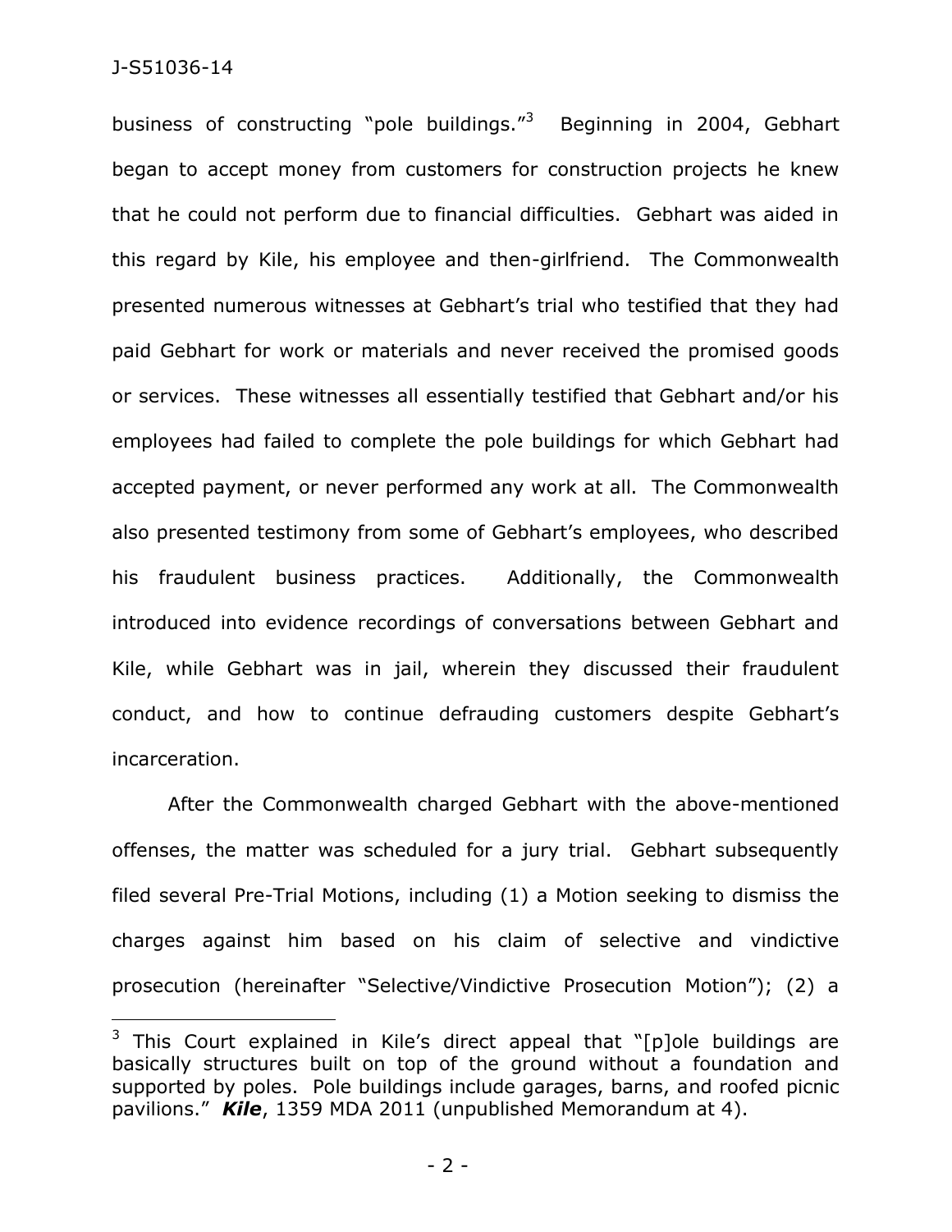business of constructing "pole buildings."[3] Beginning in 2004, Gebhart began to accept money from customers for construction projects he knew that he could not perform due to financial difficulties. Gebhart was aided in this regard by Kile, his employee and then-girlfriend. The Commonwealth presented numerous witnesses at Gebhart's trial who testified that they had paid Gebhart for work or materials and never received the promised goods or services. These witnesses all essentially testified that Gebhart and/or his employees had failed to complete the pole buildings for which Gebhart had accepted payment, or never performed any work at all. The Commonwealth also presented testimony from some of Gebhart's employees, who described his fraudulent business practices. Additionally, the Commonwealth introduced into evidence recordings of conversations between Gebhart and Kile, while Gebhart was in jail, wherein they discussed their fraudulent conduct, and how to continue defrauding customers despite Gebhart's incarceration.

After the Commonwealth charged Gebhart with the above-mentioned offenses, the matter was scheduled for a jury trial. Gebhart subsequently filed several Pre-Trial Motions, including (1) a Motion seeking to dismiss the charges against him based on his claim of selective and vindictive prosecution (hereinafter "Selective/Vindictive Prosecution Motion"); (2) a

---

[3] This Court explained in Kile's direct appeal that "[p]ole buildings are basically structures built on top of the ground without a foundation and supported by poles. Pole buildings include garages, barns, and roofed picnic pavilions." ***Kile***, 1359 MDA 2011 (unpublished Memorandum at 4).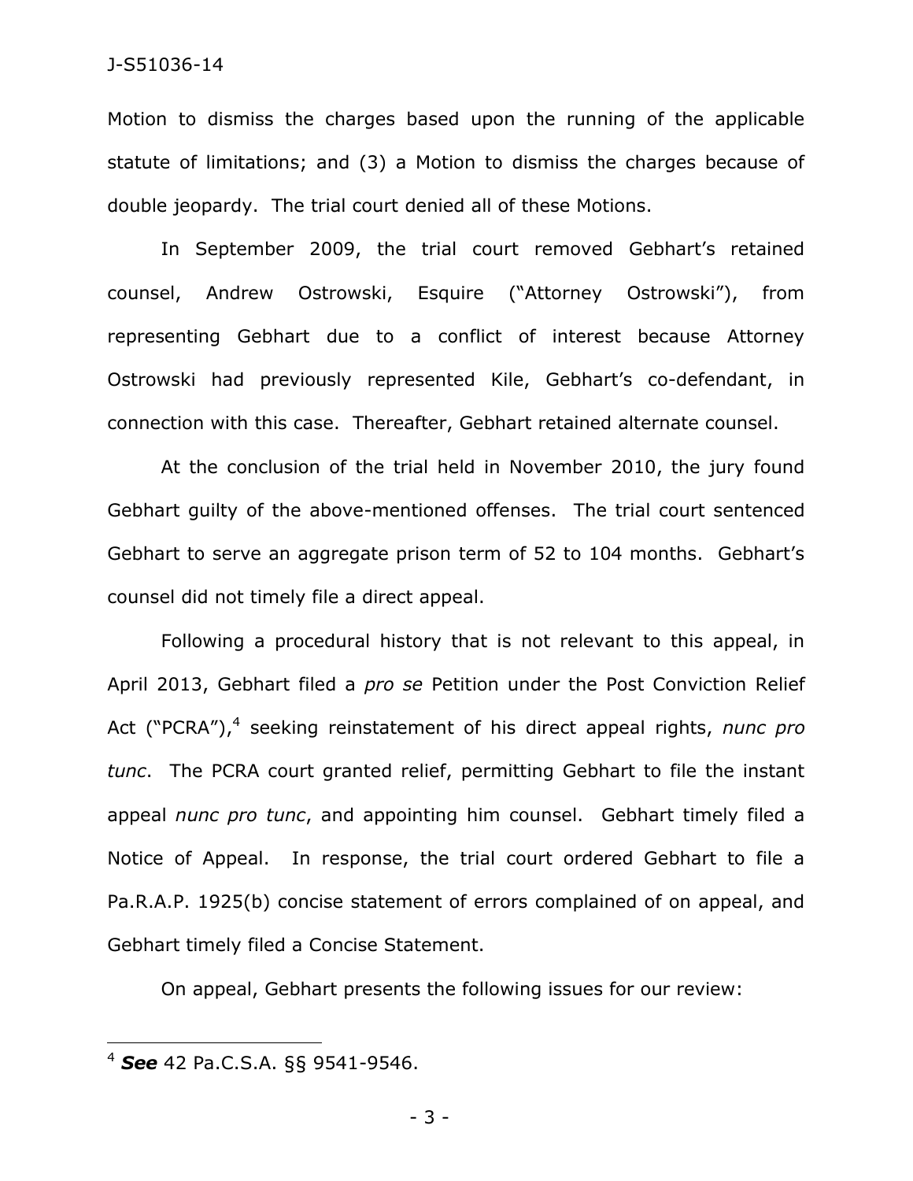Motion to dismiss the charges based upon the running of the applicable statute of limitations; and (3) a Motion to dismiss the charges because of double jeopardy. The trial court denied all of these Motions.

In September 2009, the trial court removed Gebhart's retained counsel, Andrew Ostrowski, Esquire ("Attorney Ostrowski"), from representing Gebhart due to a conflict of interest because Attorney Ostrowski had previously represented Kile, Gebhart's co-defendant, in connection with this case. Thereafter, Gebhart retained alternate counsel.

At the conclusion of the trial held in November 2010, the jury found Gebhart guilty of the above-mentioned offenses. The trial court sentenced Gebhart to serve an aggregate prison term of 52 to 104 months. Gebhart's counsel did not timely file a direct appeal.

Following a procedural history that is not relevant to this appeal, in April 2013, Gebhart filed a *pro se* Petition under the Post Conviction Relief Act ("PCRA"),[4] seeking reinstatement of his direct appeal rights, *nunc pro tunc*. The PCRA court granted relief, permitting Gebhart to file the instant appeal *nunc pro tunc*, and appointing him counsel. Gebhart timely filed a Notice of Appeal. In response, the trial court ordered Gebhart to file a Pa.R.A.P. 1925(b) concise statement of errors complained of on appeal, and Gebhart timely filed a Concise Statement.

On appeal, Gebhart presents the following issues for our review:

---

[4] ***See*** 42 Pa.C.S.A. §§ 9541-9546.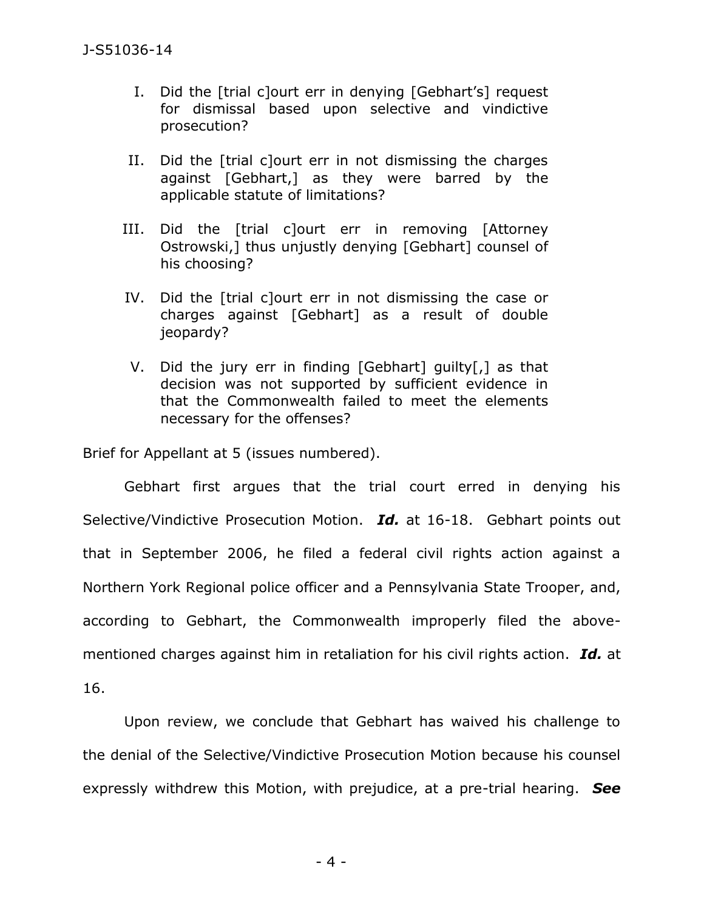I. Did the [trial c]ourt err in denying [Gebhart's] request for dismissal based upon selective and vindictive prosecution?

II. Did the [trial c]ourt err in not dismissing the charges against [Gebhart,] as they were barred by the applicable statute of limitations?

III. Did the [trial c]ourt err in removing [Attorney Ostrowski,] thus unjustly denying [Gebhart] counsel of his choosing?

IV. Did the [trial c]ourt err in not dismissing the case or charges against [Gebhart] as a result of double jeopardy?

V. Did the jury err in finding [Gebhart] guilty[,] as that decision was not supported by sufficient evidence in that the Commonwealth failed to meet the elements necessary for the offenses?

Brief for Appellant at 5 (issues numbered).

Gebhart first argues that the trial court erred in denying his Selective/Vindictive Prosecution Motion. ***Id.*** at 16-18. Gebhart points out that in September 2006, he filed a federal civil rights action against a Northern York Regional police officer and a Pennsylvania State Trooper, and, according to Gebhart, the Commonwealth improperly filed the above-mentioned charges against him in retaliation for his civil rights action. ***Id.*** at 16.

Upon review, we conclude that Gebhart has waived his challenge to the denial of the Selective/Vindictive Prosecution Motion because his counsel expressly withdrew this Motion, with prejudice, at a pre-trial hearing. ***See***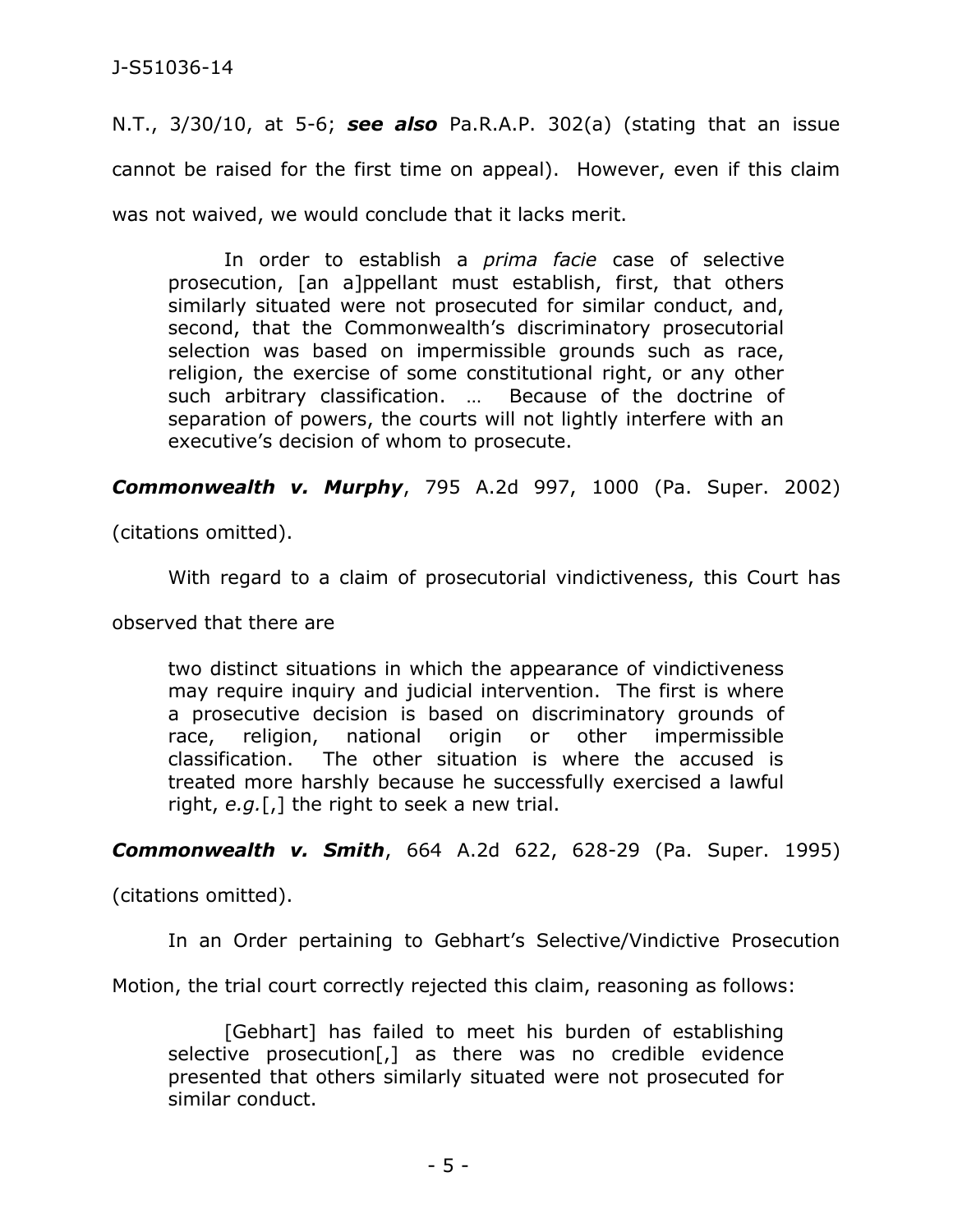N.T., 3/30/10, at 5-6; ***see also*** Pa.R.A.P. 302(a) (stating that an issue cannot be raised for the first time on appeal). However, even if this claim was not waived, we would conclude that it lacks merit.

> In order to establish a *prima facie* case of selective prosecution, [an a]ppellant must establish, first, that others similarly situated were not prosecuted for similar conduct, and, second, that the Commonwealth's discriminatory prosecutorial selection was based on impermissible grounds such as race, religion, the exercise of some constitutional right, or any other such arbitrary classification. … Because of the doctrine of separation of powers, the courts will not lightly interfere with an executive's decision of whom to prosecute.

***Commonwealth v. Murphy***, 795 A.2d 997, 1000 (Pa. Super. 2002) (citations omitted).

With regard to a claim of prosecutorial vindictiveness, this Court has observed that there are

> two distinct situations in which the appearance of vindictiveness may require inquiry and judicial intervention. The first is where a prosecutive decision is based on discriminatory grounds of race, religion, national origin or other impermissible classification. The other situation is where the accused is treated more harshly because he successfully exercised a lawful right, *e.g.*[,] the right to seek a new trial.

***Commonwealth v. Smith***, 664 A.2d 622, 628-29 (Pa. Super. 1995) (citations omitted).

In an Order pertaining to Gebhart's Selective/Vindictive Prosecution Motion, the trial court correctly rejected this claim, reasoning as follows:

> [Gebhart] has failed to meet his burden of establishing selective prosecution[,] as there was no credible evidence presented that others similarly situated were not prosecuted for similar conduct.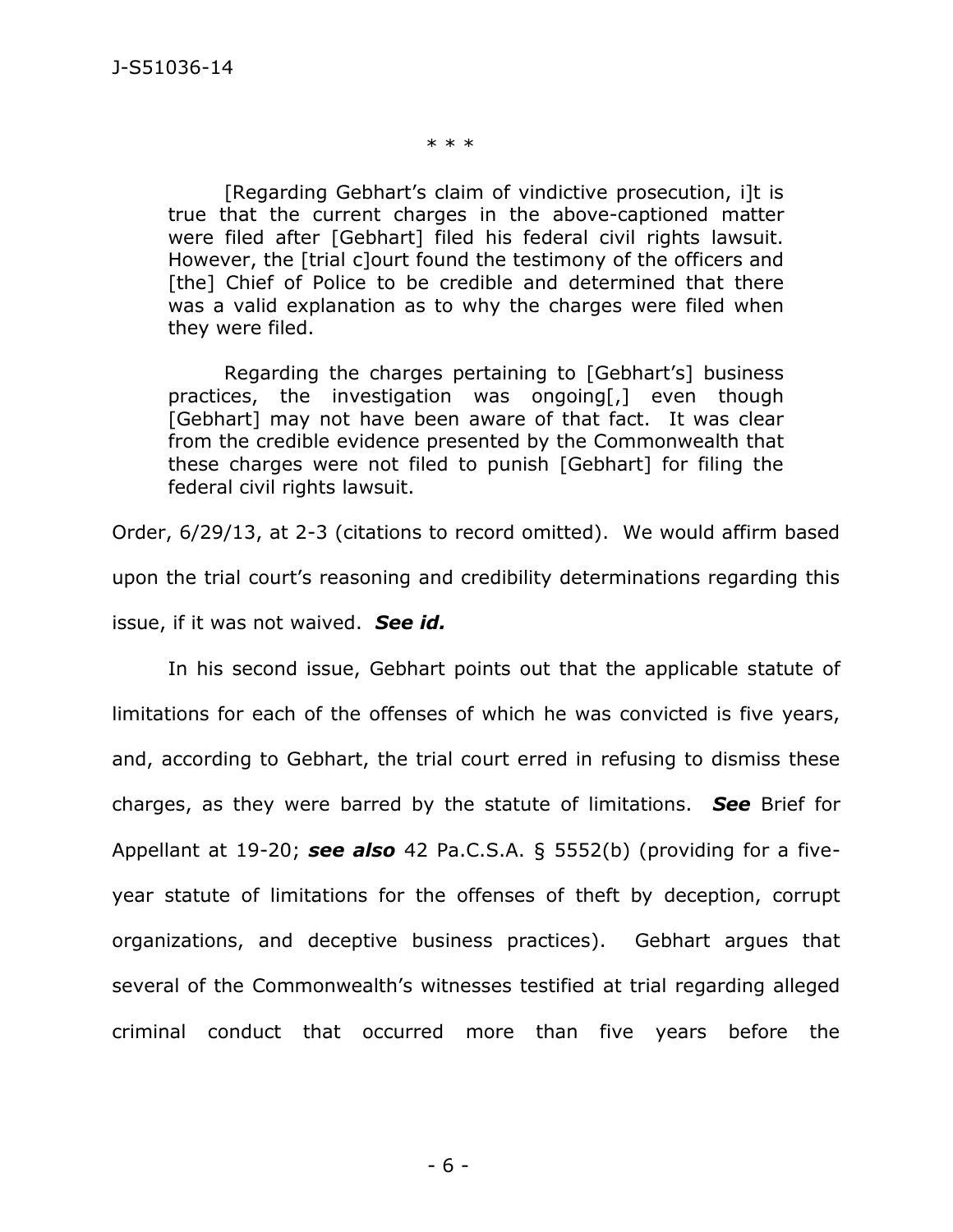\* \* \*

> [Regarding Gebhart's claim of vindictive prosecution, i]t is true that the current charges in the above-captioned matter were filed after [Gebhart] filed his federal civil rights lawsuit. However, the [trial c]ourt found the testimony of the officers and [the] Chief of Police to be credible and determined that there was a valid explanation as to why the charges were filed when they were filed.
>
> Regarding the charges pertaining to [Gebhart's] business practices, the investigation was ongoing[,] even though [Gebhart] may not have been aware of that fact. It was clear from the credible evidence presented by the Commonwealth that these charges were not filed to punish [Gebhart] for filing the federal civil rights lawsuit.

Order, 6/29/13, at 2-3 (citations to record omitted). We would affirm based upon the trial court's reasoning and credibility determinations regarding this issue, if it was not waived. ***See id.***

In his second issue, Gebhart points out that the applicable statute of limitations for each of the offenses of which he was convicted is five years, and, according to Gebhart, the trial court erred in refusing to dismiss these charges, as they were barred by the statute of limitations. ***See*** Brief for Appellant at 19-20; ***see also*** 42 Pa.C.S.A. § 5552(b) (providing for a five-year statute of limitations for the offenses of theft by deception, corrupt organizations, and deceptive business practices). Gebhart argues that several of the Commonwealth's witnesses testified at trial regarding alleged criminal conduct that occurred more than five years before the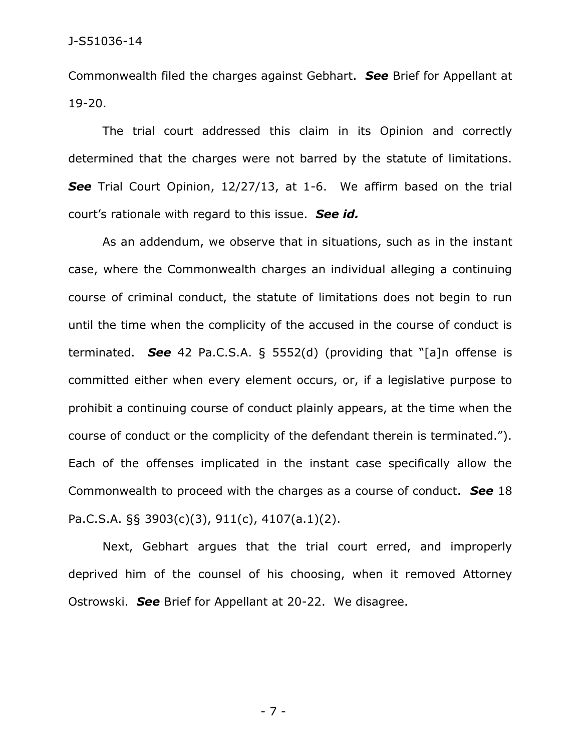Commonwealth filed the charges against Gebhart. ***See*** Brief for Appellant at 19-20.

The trial court addressed this claim in its Opinion and correctly determined that the charges were not barred by the statute of limitations. ***See*** Trial Court Opinion, 12/27/13, at 1-6. We affirm based on the trial court's rationale with regard to this issue. ***See id.***

As an addendum, we observe that in situations, such as in the instant case, where the Commonwealth charges an individual alleging a continuing course of criminal conduct, the statute of limitations does not begin to run until the time when the complicity of the accused in the course of conduct is terminated. ***See*** 42 Pa.C.S.A. § 5552(d) (providing that "[a]n offense is committed either when every element occurs, or, if a legislative purpose to prohibit a continuing course of conduct plainly appears, at the time when the course of conduct or the complicity of the defendant therein is terminated."). Each of the offenses implicated in the instant case specifically allow the Commonwealth to proceed with the charges as a course of conduct. ***See*** 18 Pa.C.S.A. §§ 3903(c)(3), 911(c), 4107(a.1)(2).

Next, Gebhart argues that the trial court erred, and improperly deprived him of the counsel of his choosing, when it removed Attorney Ostrowski. ***See*** Brief for Appellant at 20-22. We disagree.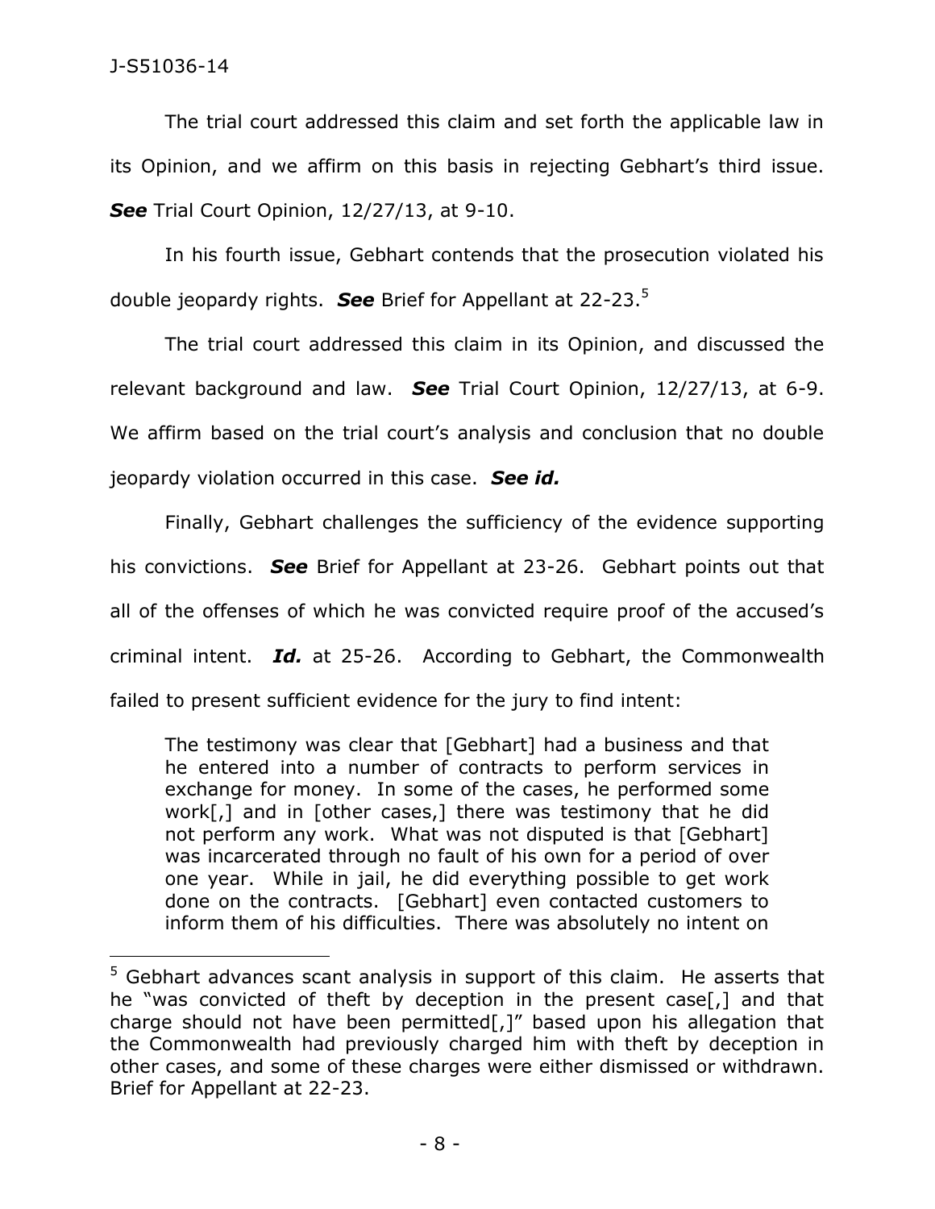The trial court addressed this claim and set forth the applicable law in its Opinion, and we affirm on this basis in rejecting Gebhart's third issue. ***See*** Trial Court Opinion, 12/27/13, at 9-10.

In his fourth issue, Gebhart contends that the prosecution violated his double jeopardy rights. ***See*** Brief for Appellant at 22-23.[5]

The trial court addressed this claim in its Opinion, and discussed the relevant background and law. ***See*** Trial Court Opinion, 12/27/13, at 6-9. We affirm based on the trial court's analysis and conclusion that no double jeopardy violation occurred in this case. ***See id.***

Finally, Gebhart challenges the sufficiency of the evidence supporting his convictions. ***See*** Brief for Appellant at 23-26. Gebhart points out that all of the offenses of which he was convicted require proof of the accused's criminal intent. ***Id.*** at 25-26. According to Gebhart, the Commonwealth failed to present sufficient evidence for the jury to find intent:

> The testimony was clear that [Gebhart] had a business and that he entered into a number of contracts to perform services in exchange for money. In some of the cases, he performed some work[,] and in [other cases,] there was testimony that he did not perform any work. What was not disputed is that [Gebhart] was incarcerated through no fault of his own for a period of over one year. While in jail, he did everything possible to get work done on the contracts. [Gebhart] even contacted customers to inform them of his difficulties. There was absolutely no intent on

---

[5] Gebhart advances scant analysis in support of this claim. He asserts that he "was convicted of theft by deception in the present case[,] and that charge should not have been permitted[,]" based upon his allegation that the Commonwealth had previously charged him with theft by deception in other cases, and some of these charges were either dismissed or withdrawn. Brief for Appellant at 22-23.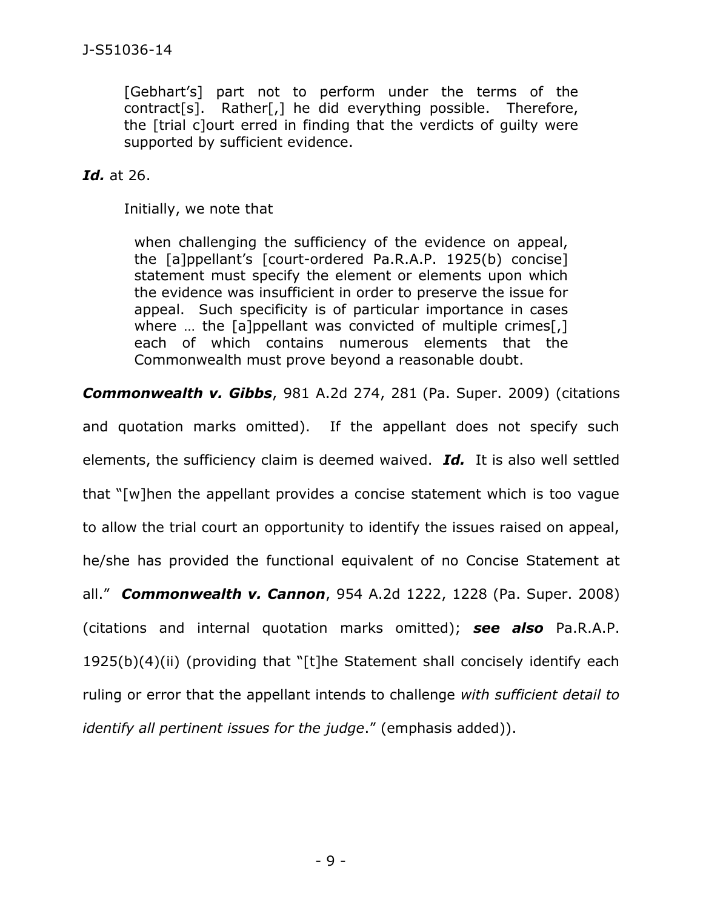> [Gebhart's] part not to perform under the terms of the contract[s]. Rather[,] he did everything possible. Therefore, the [trial c]ourt erred in finding that the verdicts of guilty were supported by sufficient evidence.

***Id.*** at 26.

Initially, we note that

> when challenging the sufficiency of the evidence on appeal, the [a]ppellant's [court-ordered Pa.R.A.P. 1925(b) concise] statement must specify the element or elements upon which the evidence was insufficient in order to preserve the issue for appeal. Such specificity is of particular importance in cases where … the [a]ppellant was convicted of multiple crimes[,] each of which contains numerous elements that the Commonwealth must prove beyond a reasonable doubt.

***Commonwealth v. Gibbs***, 981 A.2d 274, 281 (Pa. Super. 2009) (citations and quotation marks omitted). If the appellant does not specify such elements, the sufficiency claim is deemed waived. ***Id.*** It is also well settled that "[w]hen the appellant provides a concise statement which is too vague to allow the trial court an opportunity to identify the issues raised on appeal, he/she has provided the functional equivalent of no Concise Statement at all." ***Commonwealth v. Cannon***, 954 A.2d 1222, 1228 (Pa. Super. 2008) (citations and internal quotation marks omitted); ***see also*** Pa.R.A.P. 1925(b)(4)(ii) (providing that "[t]he Statement shall concisely identify each ruling or error that the appellant intends to challenge *with sufficient detail to identify all pertinent issues for the judge*." (emphasis added)).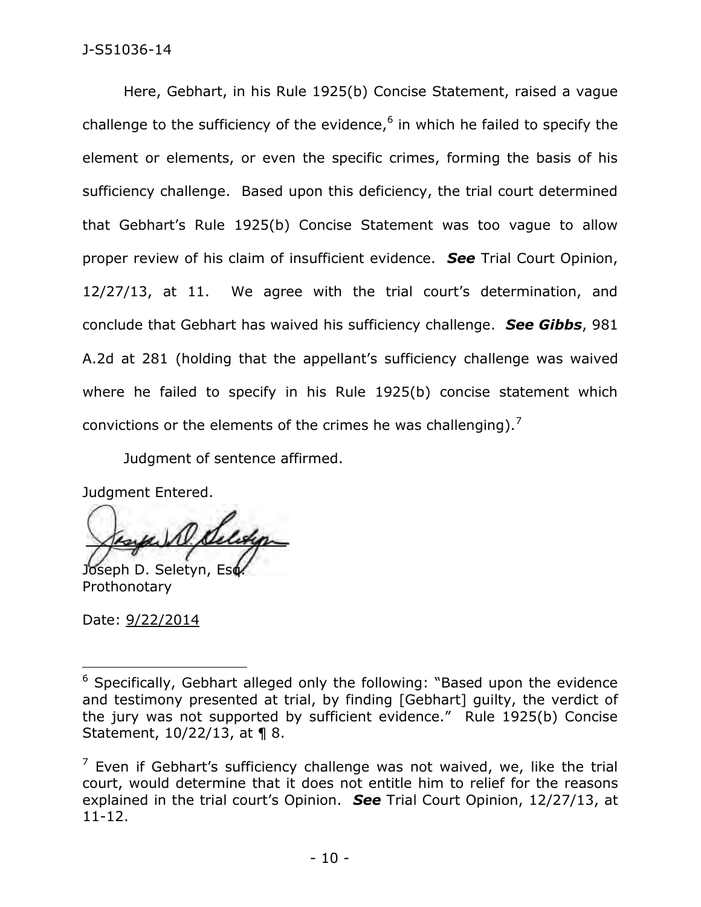Here, Gebhart, in his Rule 1925(b) Concise Statement, raised a vague challenge to the sufficiency of the evidence,[6] in which he failed to specify the element or elements, or even the specific crimes, forming the basis of his sufficiency challenge. Based upon this deficiency, the trial court determined that Gebhart's Rule 1925(b) Concise Statement was too vague to allow proper review of his claim of insufficient evidence. ***See*** Trial Court Opinion, 12/27/13, at 11. We agree with the trial court's determination, and conclude that Gebhart has waived his sufficiency challenge. ***See Gibbs***, 981 A.2d at 281 (holding that the appellant's sufficiency challenge was waived where he failed to specify in his Rule 1925(b) concise statement which convictions or the elements of the crimes he was challenging).[7]

Judgment of sentence affirmed.

Judgment Entered.

Joseph D. Seletyn, Esq.
Prothonotary

Date: 9/22/2014

---

[6] Specifically, Gebhart alleged only the following: "Based upon the evidence and testimony presented at trial, by finding [Gebhart] guilty, the verdict of the jury was not supported by sufficient evidence." Rule 1925(b) Concise Statement, 10/22/13, at ¶ 8.

[7] Even if Gebhart's sufficiency challenge was not waived, we, like the trial court, would determine that it does not entitle him to relief for the reasons explained in the trial court's Opinion. ***See*** Trial Court Opinion, 12/27/13, at 11-12.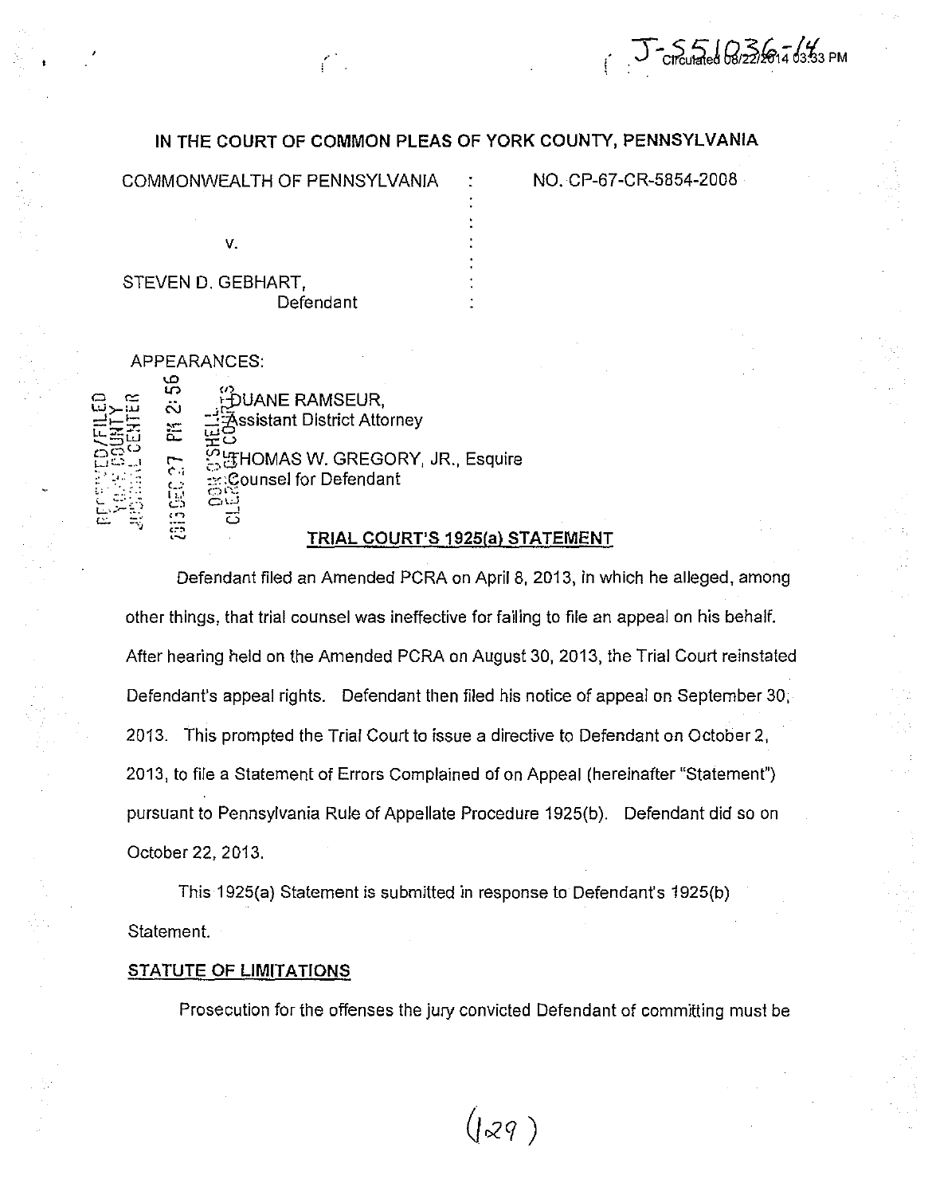# IN THE COURT OF COMMON PLEAS OF YORK COUNTY, PENNSYLVANIA

COMMONWEALTH OF PENNSYLVANIA : NO. CP-67-CR-5854-2008

v.

STEVEN D. GEBHART,
Defendant

APPEARANCES:

DUANE RAMSEUR,
Assistant District Attorney

THOMAS W. GREGORY, JR., Esquire
Counsel for Defendant

## TRIAL COURT'S 1925(a) STATEMENT

Defendant filed an Amended PCRA on April 8, 2013, in which he alleged, among other things, that trial counsel was ineffective for failing to file an appeal on his behalf. After hearing held on the Amended PCRA on August 30, 2013, the Trial Court reinstated Defendant's appeal rights. Defendant then filed his notice of appeal on September 30, 2013. This prompted the Trial Court to issue a directive to Defendant on October 2, 2013, to file a Statement of Errors Complained of on Appeal (hereinafter "Statement") pursuant to Pennsylvania Rule of Appellate Procedure 1925(b). Defendant did so on October 22, 2013.

This 1925(a) Statement is submitted in response to Defendant's 1925(b) Statement.

## STATUTE OF LIMITATIONS

Prosecution for the offenses the jury convicted Defendant of committing must be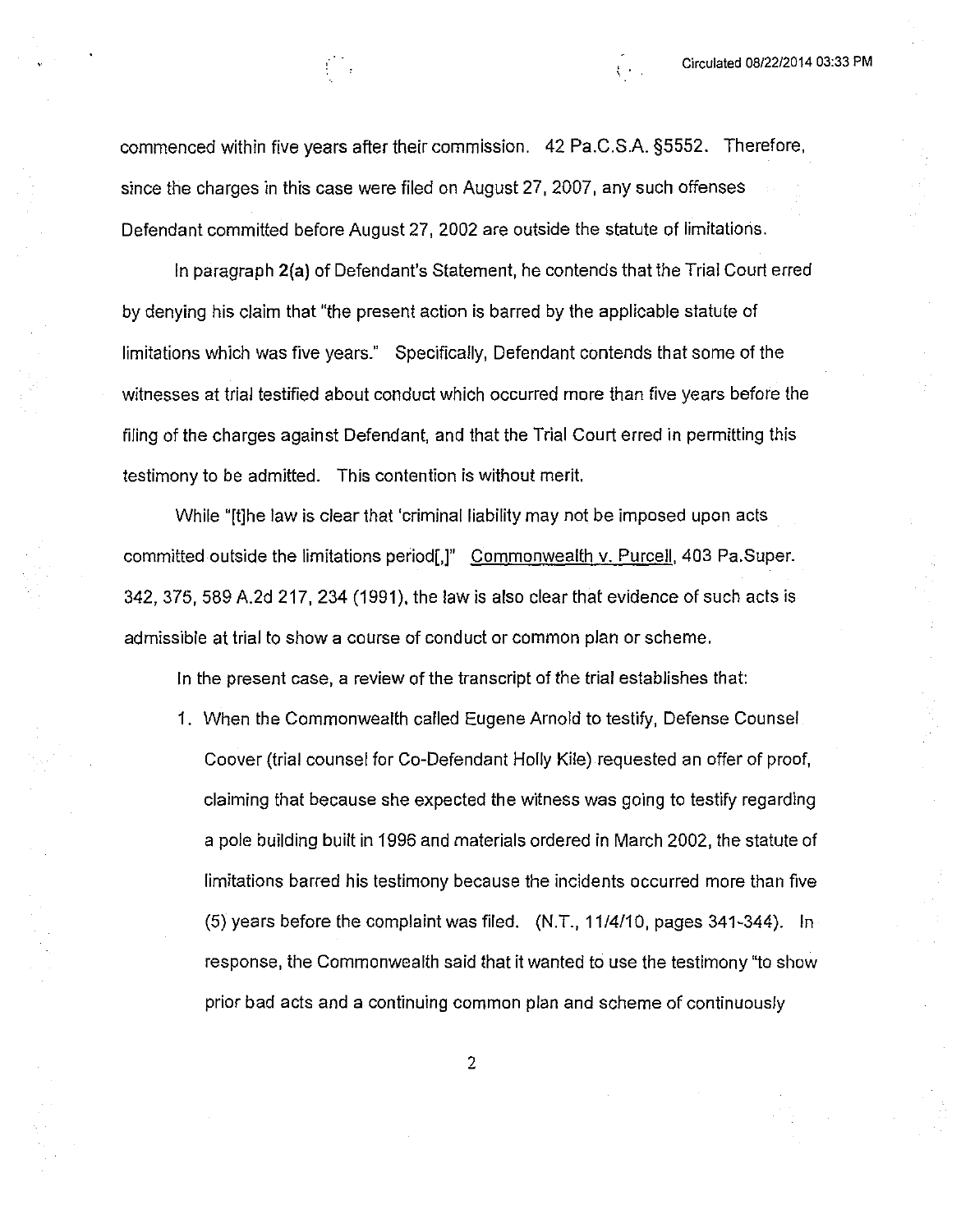commenced within five years after their commission. 42 Pa.C.S.A. §5552. Therefore, since the charges in this case were filed on August 27, 2007, any such offenses Defendant committed before August 27, 2002 are outside the statute of limitations.

In paragraph **2(a)** of Defendant's Statement, he contends that the Trial Court erred by denying his claim that "the present action is barred by the applicable statute of limitations which was five years." Specifically, Defendant contends that some of the witnesses at trial testified about conduct which occurred more than five years before the filing of the charges against Defendant, and that the Trial Court erred in permitting this testimony to be admitted. This contention is without merit.

While "[t]he law is clear that 'criminal liability may not be imposed upon acts committed outside the limitations period[,]" Commonwealth v. Purcell, 403 Pa.Super. 342, 375, 589 A.2d 217, 234 (1991), the law is also clear that evidence of such acts is admissible at trial to show a course of conduct or common plan or scheme.

In the present case, a review of the transcript of the trial establishes that:

1. When the Commonwealth called Eugene Arnold to testify, Defense Counsel Coover (trial counsel for Co-Defendant Holly Kile) requested an offer of proof, claiming that because she expected the witness was going to testify regarding a pole building built in 1996 and materials ordered in March 2002, the statute of limitations barred his testimony because the incidents occurred more than five (5) years before the complaint was filed. (N.T., 11/4/10, pages 341-344). In response, the Commonwealth said that it wanted to use the testimony "to show prior bad acts and a continuing common plan and scheme of continuously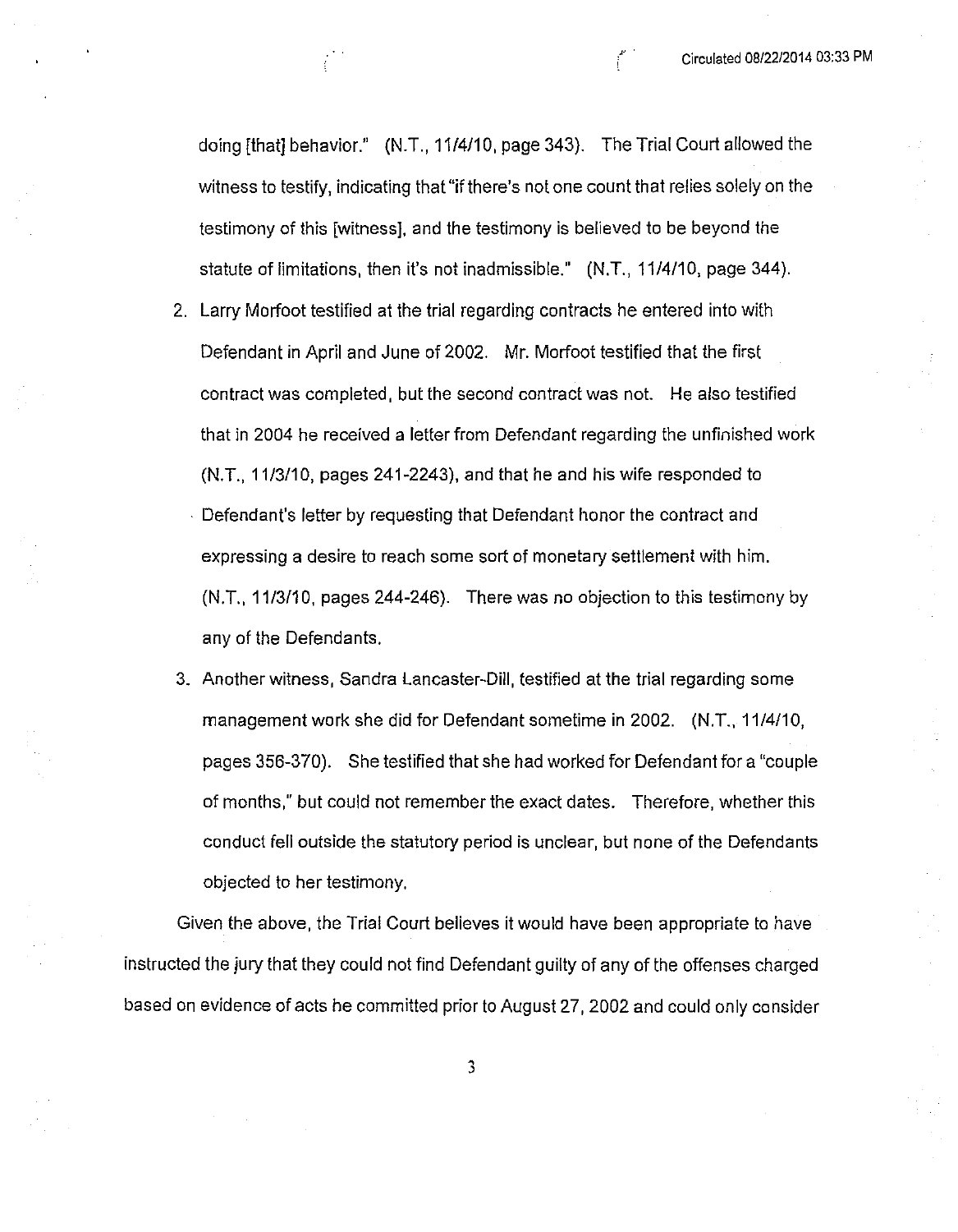doing [that] behavior." (N.T., 11/4/10, page 343). The Trial Court allowed the witness to testify, indicating that "if there's not one count that relies solely on the testimony of this [witness], and the testimony is believed to be beyond the statute of limitations, then it's not inadmissible." (N.T., 11/4/10, page 344).

2. Larry Morfoot testified at the trial regarding contracts he entered into with Defendant in April and June of 2002. Mr. Morfoot testified that the first contract was completed, but the second contract was not. He also testified that in 2004 he received a letter from Defendant regarding the unfinished work (N.T., 11/3/10, pages 241-2243), and that he and his wife responded to Defendant's letter by requesting that Defendant honor the contract and expressing a desire to reach some sort of monetary settlement with him. (N.T., 11/3/10, pages 244-246). There was no objection to this testimony by any of the Defendants.

3. Another witness, Sandra Lancaster-Dill, testified at the trial regarding some management work she did for Defendant sometime in 2002. (N.T., 11/4/10, pages 356-370). She testified that she had worked for Defendant for a "couple of months," but could not remember the exact dates. Therefore, whether this conduct fell outside the statutory period is unclear, but none of the Defendants objected to her testimony.

Given the above, the Trial Court believes it would have been appropriate to have instructed the jury that they could not find Defendant guilty of any of the offenses charged based on evidence of acts he committed prior to August 27, 2002 and could only consider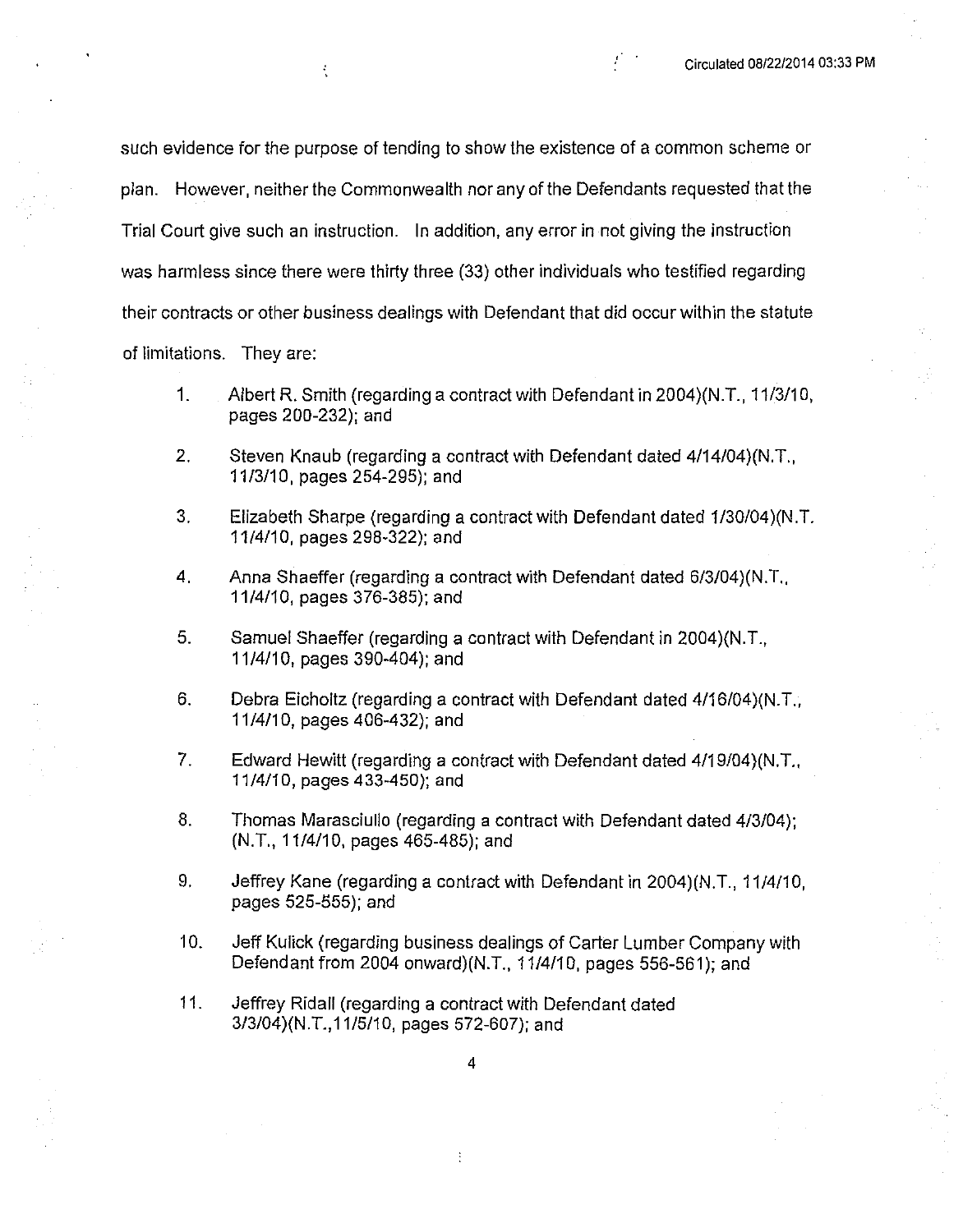such evidence for the purpose of tending to show the existence of a common scheme or plan. However, neither the Commonwealth nor any of the Defendants requested that the Trial Court give such an instruction. In addition, any error in not giving the instruction was harmless since there were thirty three (33) other individuals who testified regarding their contracts or other business dealings with Defendant that did occur within the statute of limitations. They are:

1. Albert R. Smith (regarding a contract with Defendant in 2004)(N.T., 11/3/10, pages 200-232); and

2. Steven Knaub (regarding a contract with Defendant dated 4/14/04)(N.T., 11/3/10, pages 254-295); and

3. Elizabeth Sharpe (regarding a contract with Defendant dated 1/30/04)(N.T. 11/4/10, pages 298-322); and

4. Anna Shaeffer (regarding a contract with Defendant dated 6/3/04)(N.T., 11/4/10, pages 376-385); and

5. Samuel Shaeffer (regarding a contract with Defendant in 2004)(N.T., 11/4/10, pages 390-404); and

6. Debra Eicholtz (regarding a contract with Defendant dated 4/16/04)(N.T., 11/4/10, pages 406-432); and

7. Edward Hewitt (regarding a contract with Defendant dated 4/19/04)(N.T., 11/4/10, pages 433-450); and

8. Thomas Marasciullo (regarding a contract with Defendant dated 4/3/04); (N.T., 11/4/10, pages 465-485); and

9. Jeffrey Kane (regarding a contract with Defendant in 2004)(N.T., 11/4/10, pages 525-555); and

10. Jeff Kulick (regarding business dealings of Carter Lumber Company with Defendant from 2004 onward)(N.T., 11/4/10, pages 556-561); and

11. Jeffrey Ridall (regarding a contract with Defendant dated 3/3/04)(N.T.,11/5/10, pages 572-607); and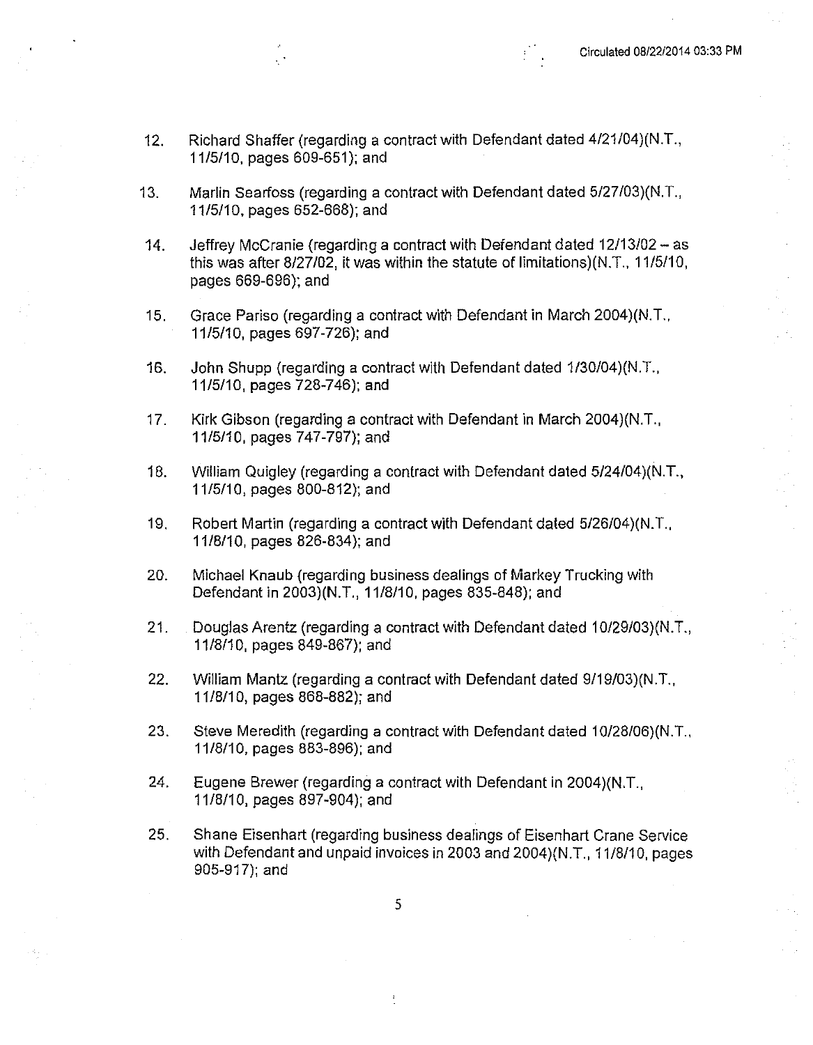12. Richard Shaffer (regarding a contract with Defendant dated 4/21/04)(N.T., 11/5/10, pages 609-651); and

13. Marlin Searfoss (regarding a contract with Defendant dated 5/27/03)(N.T., 11/5/10, pages 652-668); and

14. Jeffrey McCranie (regarding a contract with Defendant dated 12/13/02 – as this was after 8/27/02, it was within the statute of limitations)(N.T., 11/5/10, pages 669-696); and

15. Grace Pariso (regarding a contract with Defendant in March 2004)(N.T., 11/5/10, pages 697-726); and

16. John Shupp (regarding a contract with Defendant dated 1/30/04)(N.T., 11/5/10, pages 728-746); and

17. Kirk Gibson (regarding a contract with Defendant in March 2004)(N.T., 11/5/10, pages 747-797); and

18. William Quigley (regarding a contract with Defendant dated 5/24/04)(N.T., 11/5/10, pages 800-812); and

19. Robert Martin (regarding a contract with Defendant dated 5/26/04)(N.T., 11/8/10, pages 826-834); and

20. Michael Knaub (regarding business dealings of Markey Trucking with Defendant in 2003)(N.T., 11/8/10, pages 835-848); and

21. Douglas Arentz (regarding a contract with Defendant dated 10/29/03)(N.T., 11/8/10, pages 849-867); and

22. William Mantz (regarding a contract with Defendant dated 9/19/03)(N.T., 11/8/10, pages 868-882); and

23. Steve Meredith (regarding a contract with Defendant dated 10/28/06)(N.T., 11/8/10, pages 883-896); and

24. Eugene Brewer (regarding a contract with Defendant in 2004)(N.T., 11/8/10, pages 897-904); and

25. Shane Eisenhart (regarding business dealings of Eisenhart Crane Service with Defendant and unpaid invoices in 2003 and 2004)(N.T., 11/8/10, pages 905-917); and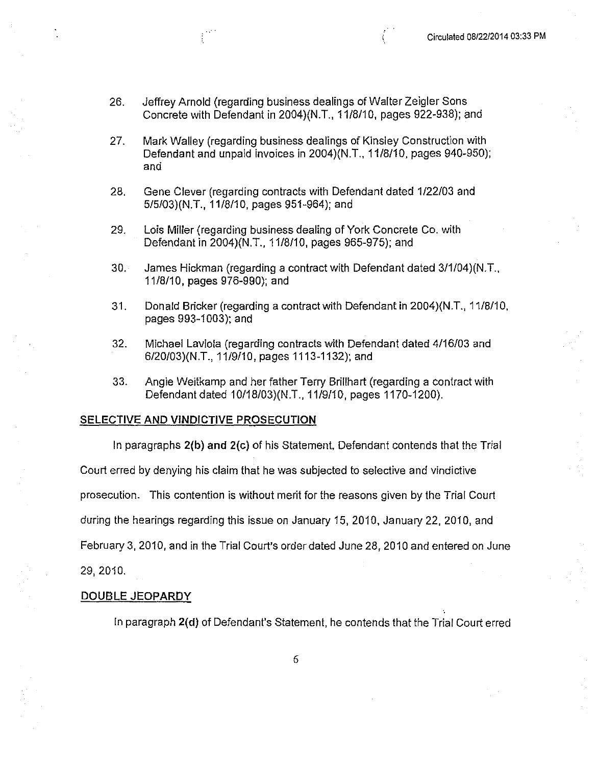26. Jeffrey Arnold (regarding business dealings of Walter Zeigler Sons Concrete with Defendant in 2004)(N.T., 11/8/10, pages 922-938); and

27. Mark Walley (regarding business dealings of Kinsley Construction with Defendant and unpaid invoices in 2004)(N.T., 11/8/10, pages 940-950); and

28. Gene Clever (regarding contracts with Defendant dated 1/22/03 and 5/5/03)(N.T., 11/8/10, pages 951-964); and

29. Lois Miller (regarding business dealing of York Concrete Co. with Defendant in 2004)(N.T., 11/8/10, pages 965-975); and

30. James Hickman (regarding a contract with Defendant dated 3/1/04)(N.T., 11/8/10, pages 976-990); and

31. Donald Bricker (regarding a contract with Defendant in 2004)(N.T., 11/8/10, pages 993-1003); and

32. Michael Laviola (regarding contracts with Defendant dated 4/16/03 and 6/20/03)(N.T., 11/9/10, pages 1113-1132); and

33. Angie Weitkamp and her father Terry Brillhart (regarding a contract with Defendant dated 10/18/03)(N.T., 11/9/10, pages 1170-1200).

## SELECTIVE AND VINDICTIVE PROSECUTION

In paragraphs **2(b) and 2(c)** of his Statement, Defendant contends that the Trial Court erred by denying his claim that he was subjected to selective and vindictive prosecution. This contention is without merit for the reasons given by the Trial Court during the hearings regarding this issue on January 15, 2010, January 22, 2010, and February 3, 2010, and in the Trial Court's order dated June 28, 2010 and entered on June 29, 2010.

## DOUBLE JEOPARDY

In paragraph **2(d)** of Defendant's Statement, he contends that the Trial Court erred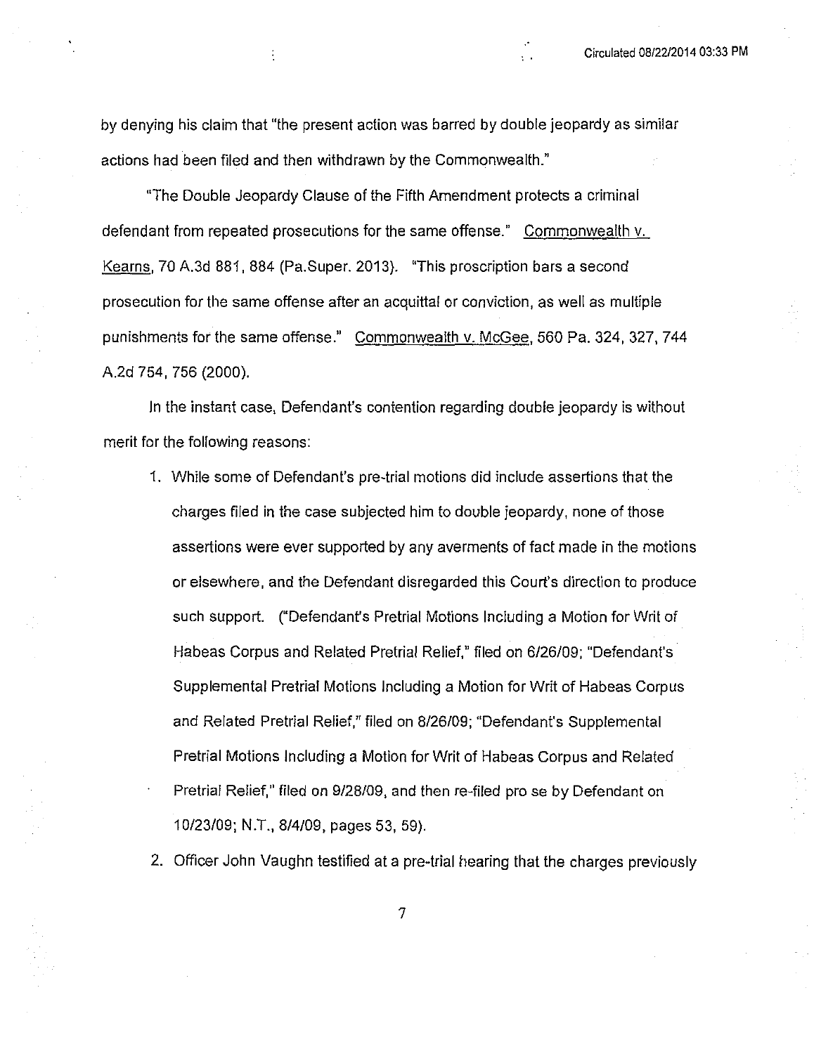by denying his claim that "the present action was barred by double jeopardy as similar actions had been filed and then withdrawn by the Commonwealth."

"The Double Jeopardy Clause of the Fifth Amendment protects a criminal defendant from repeated prosecutions for the same offense." Commonwealth v. Kearns, 70 A.3d 881, 884 (Pa.Super. 2013). "This proscription bars a second prosecution for the same offense after an acquittal or conviction, as well as multiple punishments for the same offense." Commonwealth v. McGee, 560 Pa. 324, 327, 744 A.2d 754, 756 (2000).

In the instant case, Defendant's contention regarding double jeopardy is without merit for the following reasons:

1. While some of Defendant's pre-trial motions did include assertions that the charges filed in the case subjected him to double jeopardy, none of those assertions were ever supported by any averments of fact made in the motions or elsewhere, and the Defendant disregarded this Court's direction to produce such support. ("Defendant's Pretrial Motions Including a Motion for Writ of Habeas Corpus and Related Pretrial Relief," filed on 6/26/09; "Defendant's Supplemental Pretrial Motions Including a Motion for Writ of Habeas Corpus and Related Pretrial Relief," filed on 8/26/09; "Defendant's Supplemental Pretrial Motions Including a Motion for Writ of Habeas Corpus and Related Pretrial Relief," filed on 9/28/09, and then re-filed pro se by Defendant on 10/23/09; N.T., 8/4/09, pages 53, 59).
2. Officer John Vaughn testified at a pre-trial hearing that the charges previously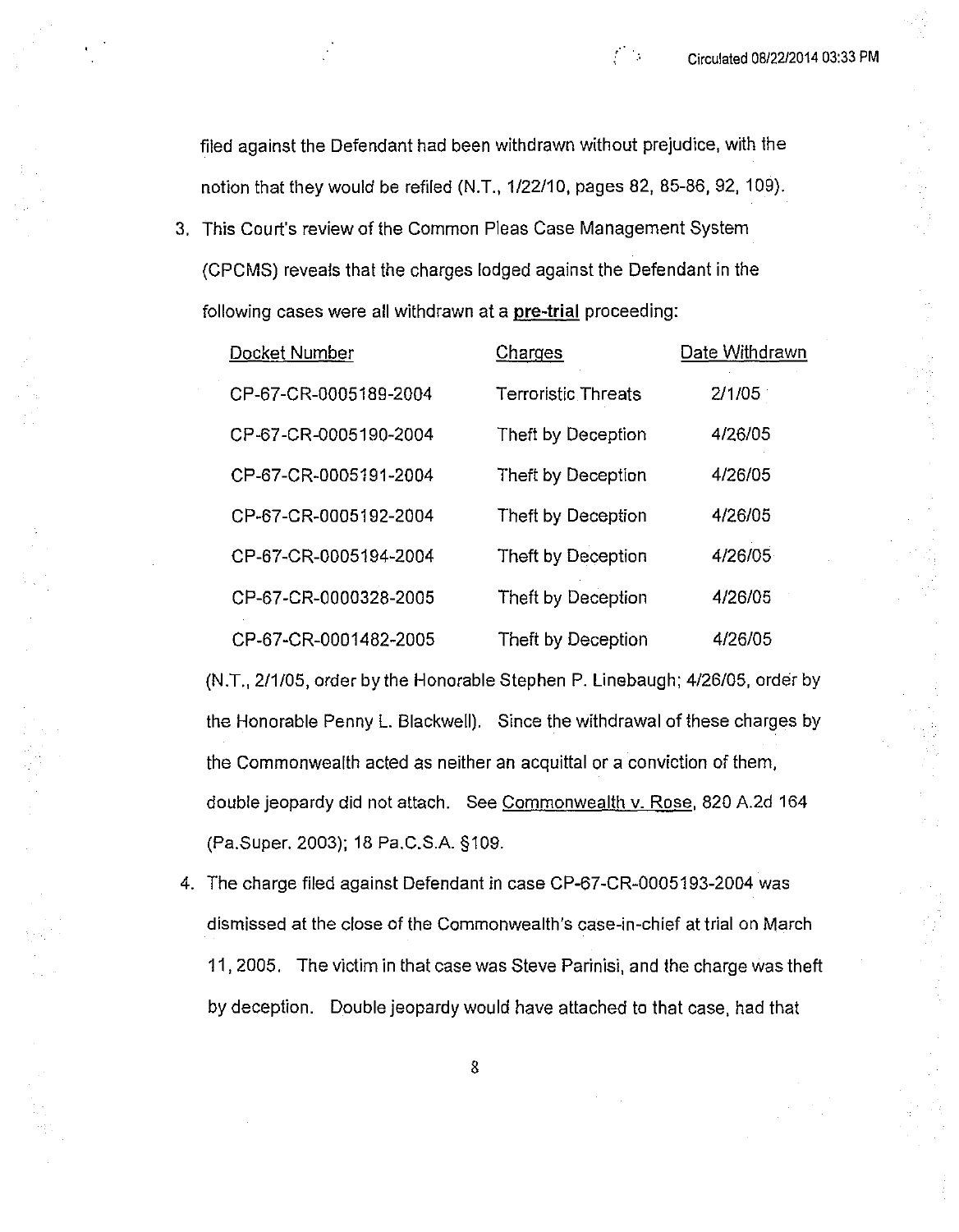filed against the Defendant had been withdrawn without prejudice, with the notion that they would be refiled (N.T., 1/22/10, pages 82, 85-86, 92, 109).

3. This Court's review of the Common Pleas Case Management System (CPCMS) reveals that the charges lodged against the Defendant in the following cases were all withdrawn at a **pre-trial** proceeding:

| Docket Number | Charges | Date Withdrawn |
|---|---|---|
| CP-67-CR-0005189-2004 | Terroristic Threats | 2/1/05 |
| CP-67-CR-0005190-2004 | Theft by Deception | 4/26/05 |
| CP-67-CR-0005191-2004 | Theft by Deception | 4/26/05 |
| CP-67-CR-0005192-2004 | Theft by Deception | 4/26/05 |
| CP-67-CR-0005194-2004 | Theft by Deception | 4/26/05 |
| CP-67-CR-0000328-2005 | Theft by Deception | 4/26/05 |
| CP-67-CR-0001482-2005 | Theft by Deception | 4/26/05 |

(N.T., 2/1/05, order by the Honorable Stephen P. Linebaugh; 4/26/05, order by the Honorable Penny L. Blackwell). Since the withdrawal of these charges by the Commonwealth acted as neither an acquittal or a conviction of them, double jeopardy did not attach. See Commonwealth v. Rose, 820 A.2d 164 (Pa.Super. 2003); 18 Pa.C.S.A. §109.

4. The charge filed against Defendant in case CP-67-CR-0005193-2004 was dismissed at the close of the Commonwealth's case-in-chief at trial on March 11, 2005. The victim in that case was Steve Parinisi, and the charge was theft by deception. Double jeopardy would have attached to that case, had that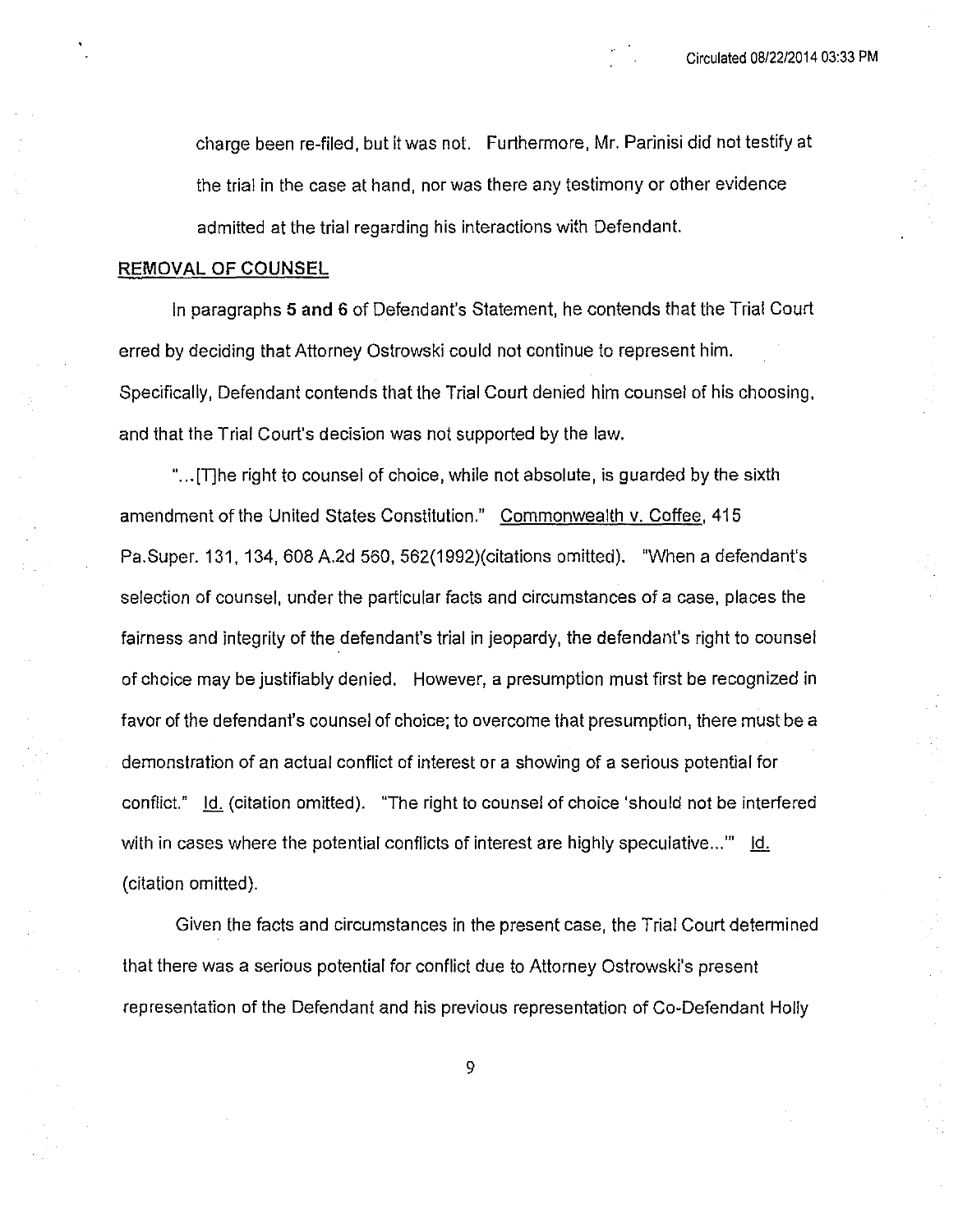charge been re-filed, but it was not. Furthermore, Mr. Parinisi did not testify at the trial in the case at hand, nor was there any testimony or other evidence admitted at the trial regarding his interactions with Defendant.

<u>REMOVAL OF COUNSEL</u>

In paragraphs **5 and 6** of Defendant's Statement, he contends that the Trial Court erred by deciding that Attorney Ostrowski could not continue to represent him. Specifically, Defendant contends that the Trial Court denied him counsel of his choosing, and that the Trial Court's decision was not supported by the law.

"...[T]he right to counsel of choice, while not absolute, is guarded by the sixth amendment of the United States Constitution." <u>Commonwealth v. Coffee</u>, 415 Pa.Super. 131, 134, 608 A.2d 560, 562(1992)(citations omitted). "When a defendant's selection of counsel, under the particular facts and circumstances of a case, places the fairness and integrity of the defendant's trial in jeopardy, the defendant's right to counsel of choice may be justifiably denied. However, a presumption must first be recognized in favor of the defendant's counsel of choice; to overcome that presumption, there must be a demonstration of an actual conflict of interest or a showing of a serious potential for conflict." <u>Id.</u> (citation omitted). "The right to counsel of choice 'should not be interfered with in cases where the potential conflicts of interest are highly speculative...'" <u>Id.</u> (citation omitted).

Given the facts and circumstances in the present case, the Trial Court determined that there was a serious potential for conflict due to Attorney Ostrowski's present representation of the Defendant and his previous representation of Co-Defendant Holly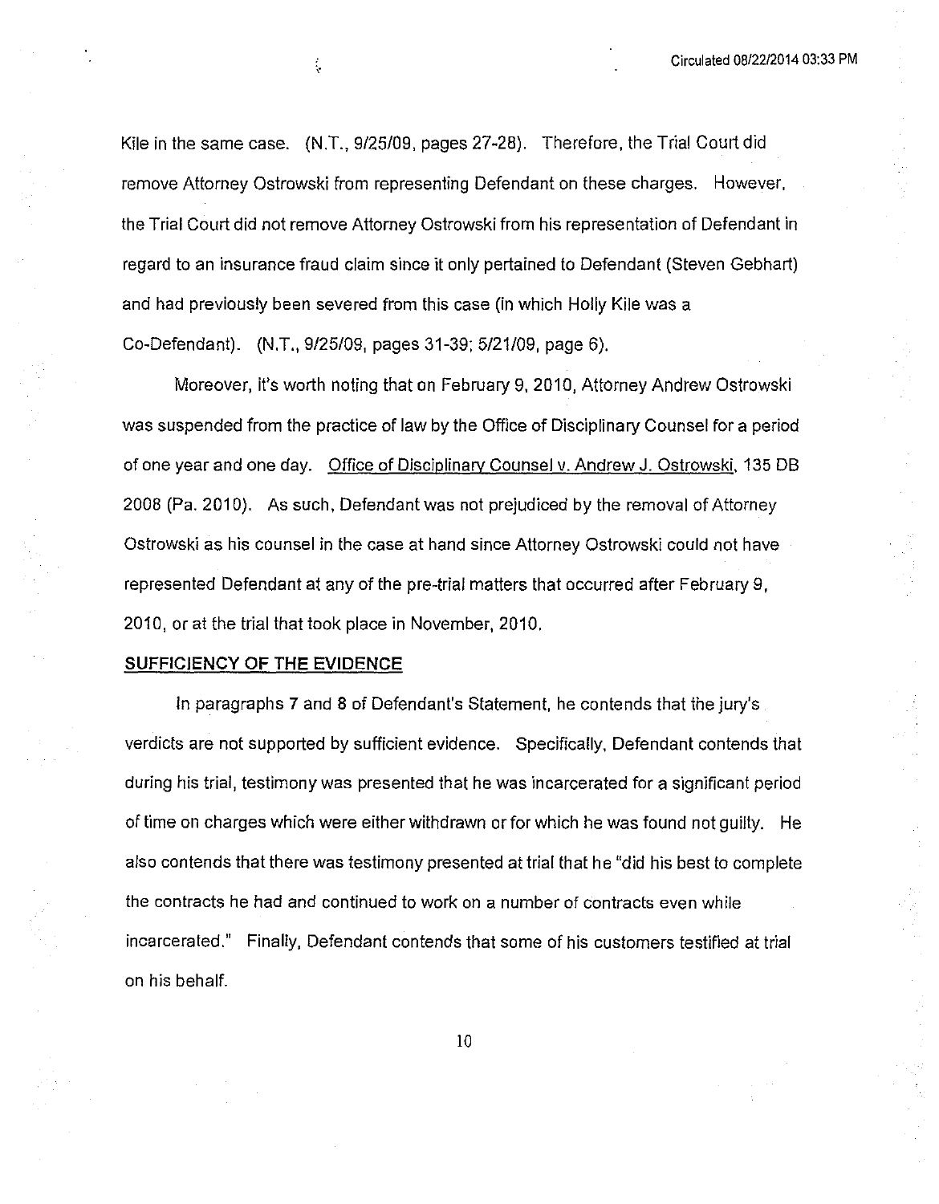Kile in the same case. (N.T., 9/25/09, pages 27-28). Therefore, the Trial Court did remove Attorney Ostrowski from representing Defendant on these charges. However, the Trial Court did not remove Attorney Ostrowski from his representation of Defendant in regard to an insurance fraud claim since it only pertained to Defendant (Steven Gebhart) and had previously been severed from this case (in which Holly Kile was a Co-Defendant). (N.T., 9/25/09, pages 31-39; 5/21/09, page 6).

Moreover, it's worth noting that on February 9, 2010, Attorney Andrew Ostrowski was suspended from the practice of law by the Office of Disciplinary Counsel for a period of one year and one day. Office of Disciplinary Counsel v. Andrew J. Ostrowski, 135 DB 2008 (Pa. 2010). As such, Defendant was not prejudiced by the removal of Attorney Ostrowski as his counsel in the case at hand since Attorney Ostrowski could not have represented Defendant at any of the pre-trial matters that occurred after February 9, 2010, or at the trial that took place in November, 2010.

**SUFFICIENCY OF THE EVIDENCE**

In paragraphs 7 and 8 of Defendant's Statement, he contends that the jury's verdicts are not supported by sufficient evidence. Specifically, Defendant contends that during his trial, testimony was presented that he was incarcerated for a significant period of time on charges which were either withdrawn or for which he was found not guilty. He also contends that there was testimony presented at trial that he "did his best to complete the contracts he had and continued to work on a number of contracts even while incarcerated." Finally, Defendant contends that some of his customers testified at trial on his behalf.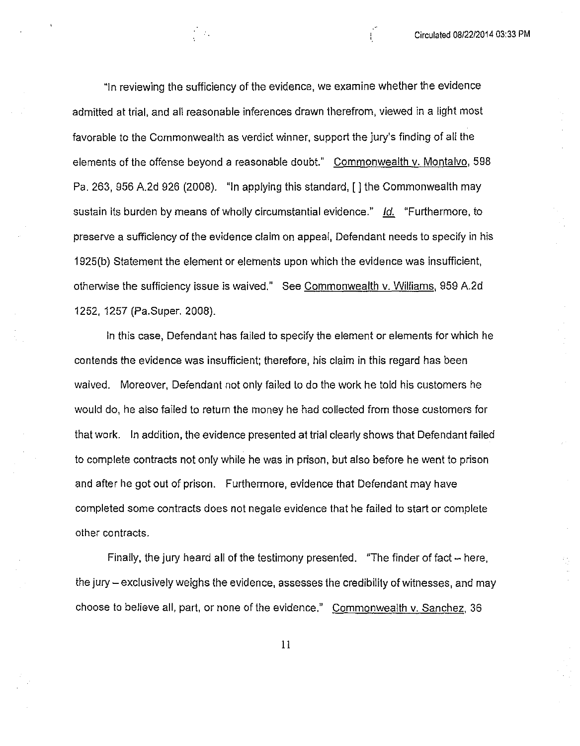"In reviewing the sufficiency of the evidence, we examine whether the evidence admitted at trial, and all reasonable inferences drawn therefrom, viewed in a light most favorable to the Commonwealth as verdict winner, support the jury's finding of all the elements of the offense beyond a reasonable doubt." Commonwealth v. Montalvo, 598 Pa. 263, 956 A.2d 926 (2008). "In applying this standard, [ ] the Commonwealth may sustain its burden by means of wholly circumstantial evidence." *Id.* "Furthermore, to preserve a sufficiency of the evidence claim on appeal, Defendant needs to specify in his 1925(b) Statement the element or elements upon which the evidence was insufficient, otherwise the sufficiency issue is waived." See Commonwealth v. Williams, 959 A.2d 1252, 1257 (Pa.Super. 2008).

In this case, Defendant has failed to specify the element or elements for which he contends the evidence was insufficient; therefore, his claim in this regard has been waived. Moreover, Defendant not only failed to do the work he told his customers he would do, he also failed to return the money he had collected from those customers for that work. In addition, the evidence presented at trial clearly shows that Defendant failed to complete contracts not only while he was in prison, but also before he went to prison and after he got out of prison. Furthermore, evidence that Defendant may have completed some contracts does not negate evidence that he failed to start or complete other contracts.

Finally, the jury heard all of the testimony presented. "The finder of fact – here, the jury – exclusively weighs the evidence, assesses the credibility of witnesses, and may choose to believe all, part, or none of the evidence." Commonwealth v. Sanchez, 36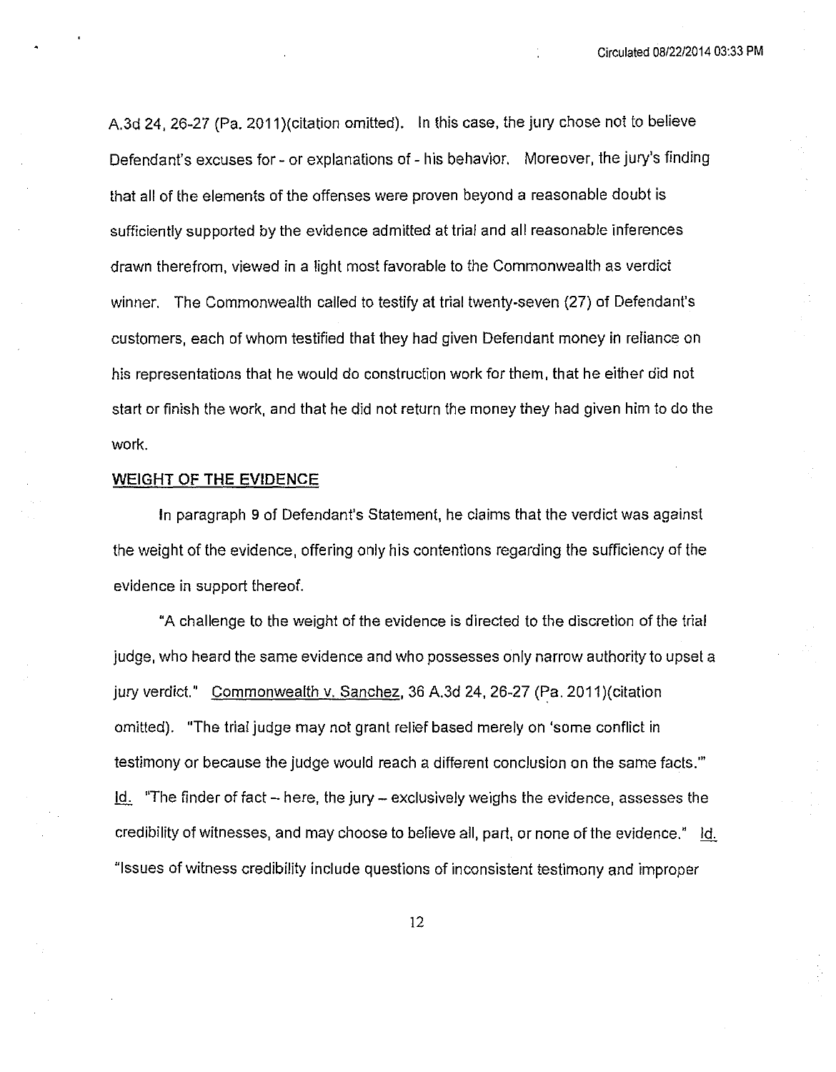A.3d 24, 26-27 (Pa. 2011)(citation omitted). In this case, the jury chose not to believe Defendant's excuses for - or explanations of - his behavior. Moreover, the jury's finding that all of the elements of the offenses were proven beyond a reasonable doubt is sufficiently supported by the evidence admitted at trial and all reasonable inferences drawn therefrom, viewed in a light most favorable to the Commonwealth as verdict winner. The Commonwealth called to testify at trial twenty-seven (27) of Defendant's customers, each of whom testified that they had given Defendant money in reliance on his representations that he would do construction work for them, that he either did not start or finish the work, and that he did not return the money they had given him to do the work.

## WEIGHT OF THE EVIDENCE

In paragraph 9 of Defendant's Statement, he claims that the verdict was against the weight of the evidence, offering only his contentions regarding the sufficiency of the evidence in support thereof.

"A challenge to the weight of the evidence is directed to the discretion of the trial judge, who heard the same evidence and who possesses only narrow authority to upset a jury verdict." Commonwealth v. Sanchez, 36 A.3d 24, 26-27 (Pa. 2011)(citation omitted). "The trial judge may not grant relief based merely on 'some conflict in testimony or because the judge would reach a different conclusion on the same facts.'" Id. "The finder of fact – here, the jury – exclusively weighs the evidence, assesses the credibility of witnesses, and may choose to believe all, part, or none of the evidence." Id. "Issues of witness credibility include questions of inconsistent testimony and improper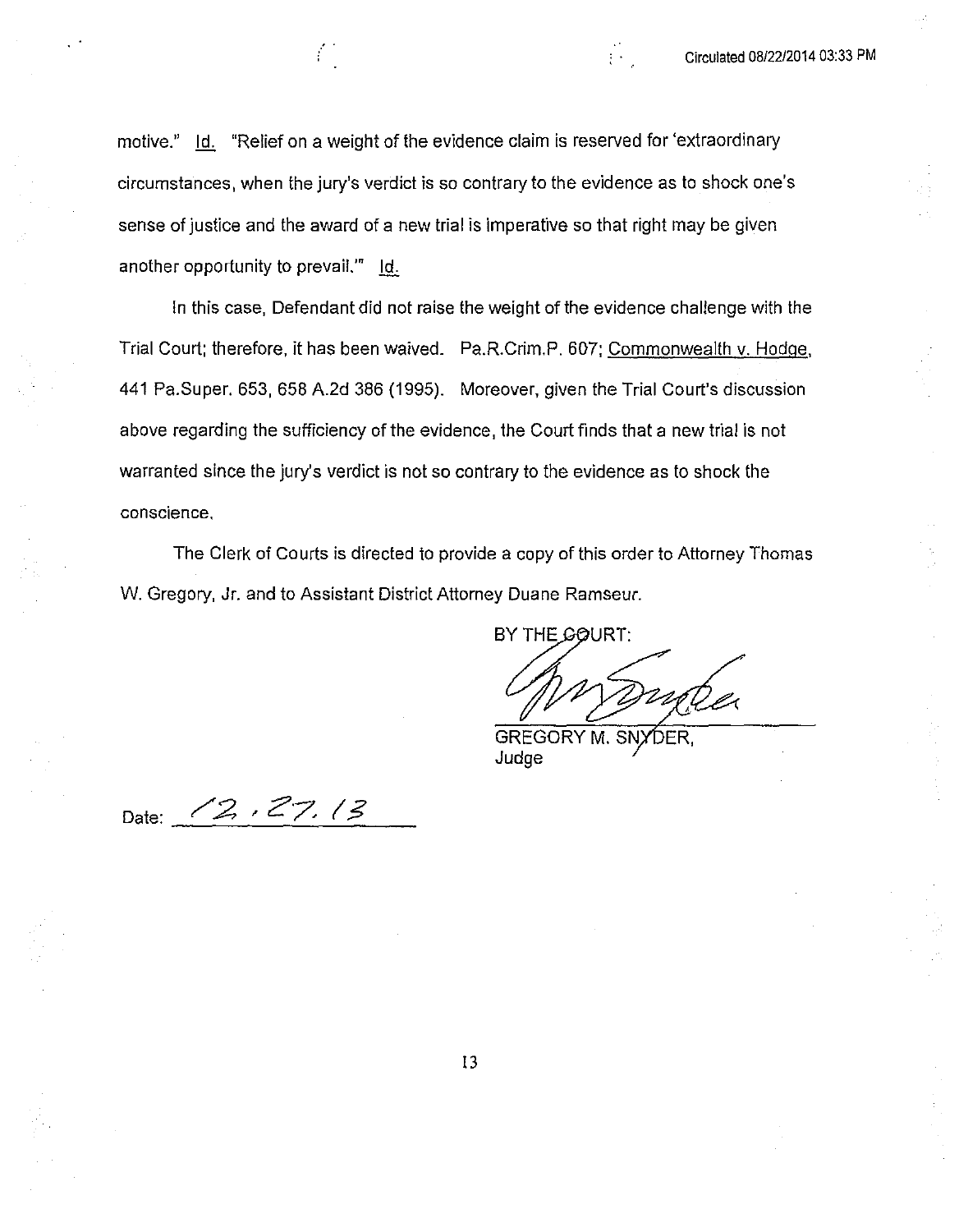motive." Id. "Relief on a weight of the evidence claim is reserved for 'extraordinary circumstances, when the jury's verdict is so contrary to the evidence as to shock one's sense of justice and the award of a new trial is imperative so that right may be given another opportunity to prevail.'" Id.

In this case, Defendant did not raise the weight of the evidence challenge with the Trial Court; therefore, it has been waived. Pa.R.Crim.P. 607; Commonwealth v. Hodge, 441 Pa.Super. 653, 658 A.2d 386 (1995). Moreover, given the Trial Court's discussion above regarding the sufficiency of the evidence, the Court finds that a new trial is not warranted since the jury's verdict is not so contrary to the evidence as to shock the conscience.

The Clerk of Courts is directed to provide a copy of this order to Attorney Thomas W. Gregory, Jr. and to Assistant District Attorney Duane Ramseur.

BY THE COURT:

GREGORY M. SNYDER,
Judge

Date: 12.27.13